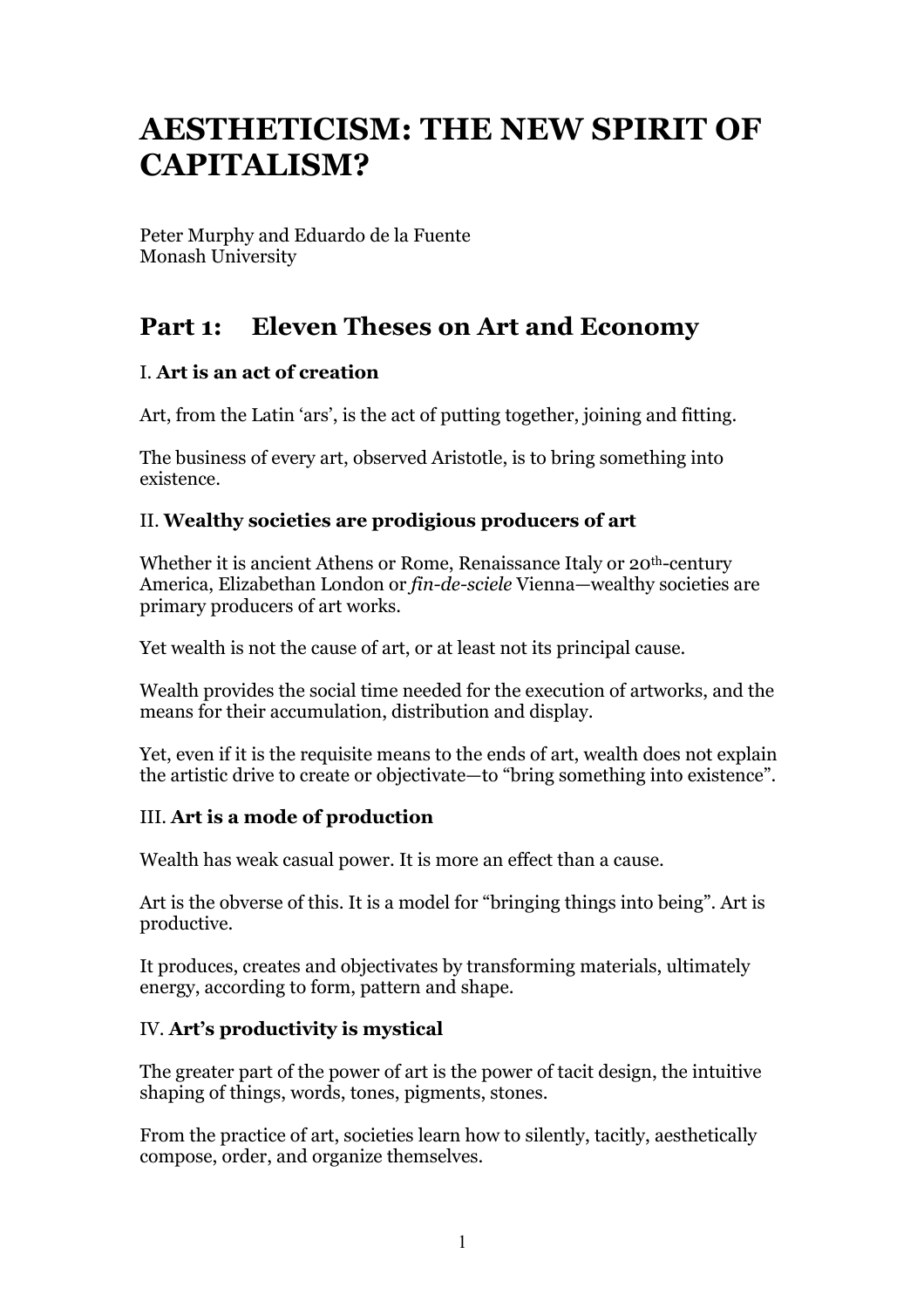# AESTHETICISM: THE NEW SPIRIT OF CAPITALISM?

Peter Murphy and Eduardo de la Fuente
Monash University

## Part 1: Eleven Theses on Art and Economy

### I. **Art is an act of creation**

Art, from the Latin 'ars', is the act of putting together, joining and fitting.

The business of every art, observed Aristotle, is to bring something into existence.

### II. **Wealthy societies are prodigious producers of art**

Whether it is ancient Athens or Rome, Renaissance Italy or 20th-century America, Elizabethan London or *fin-de-sciele* Vienna—wealthy societies are primary producers of art works.

Yet wealth is not the cause of art, or at least not its principal cause.

Wealth provides the social time needed for the execution of artworks, and the means for their accumulation, distribution and display.

Yet, even if it is the requisite means to the ends of art, wealth does not explain the artistic drive to create or objectivate—to "bring something into existence".

### III. **Art is a mode of production**

Wealth has weak casual power. It is more an effect than a cause.

Art is the obverse of this. It is a model for "bringing things into being". Art is productive.

It produces, creates and objectivates by transforming materials, ultimately energy, according to form, pattern and shape.

### IV. **Art's productivity is mystical**

The greater part of the power of art is the power of tacit design, the intuitive shaping of things, words, tones, pigments, stones.

From the practice of art, societies learn how to silently, tacitly, aesthetically compose, order, and organize themselves.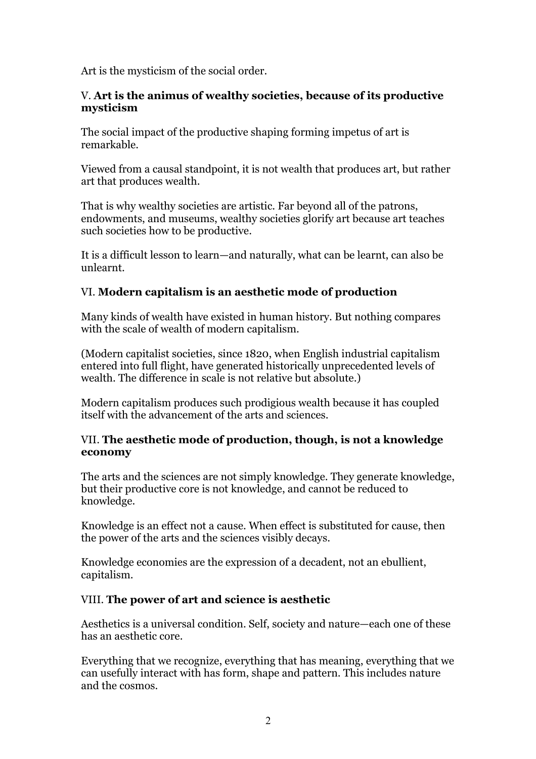Art is the mysticism of the social order.

## V. **Art is the animus of wealthy societies, because of its productive mysticism**

The social impact of the productive shaping forming impetus of art is remarkable.

Viewed from a causal standpoint, it is not wealth that produces art, but rather art that produces wealth.

That is why wealthy societies are artistic. Far beyond all of the patrons, endowments, and museums, wealthy societies glorify art because art teaches such societies how to be productive.

It is a difficult lesson to learn—and naturally, what can be learnt, can also be unlearnt.

## VI. **Modern capitalism is an aesthetic mode of production**

Many kinds of wealth have existed in human history. But nothing compares with the scale of wealth of modern capitalism.

(Modern capitalist societies, since 1820, when English industrial capitalism entered into full flight, have generated historically unprecedented levels of wealth. The difference in scale is not relative but absolute.)

Modern capitalism produces such prodigious wealth because it has coupled itself with the advancement of the arts and sciences.

## VII. **The aesthetic mode of production, though, is not a knowledge economy**

The arts and the sciences are not simply knowledge. They generate knowledge, but their productive core is not knowledge, and cannot be reduced to knowledge.

Knowledge is an effect not a cause. When effect is substituted for cause, then the power of the arts and the sciences visibly decays.

Knowledge economies are the expression of a decadent, not an ebullient, capitalism.

## VIII. **The power of art and science is aesthetic**

Aesthetics is a universal condition. Self, society and nature—each one of these has an aesthetic core.

Everything that we recognize, everything that has meaning, everything that we can usefully interact with has form, shape and pattern. This includes nature and the cosmos.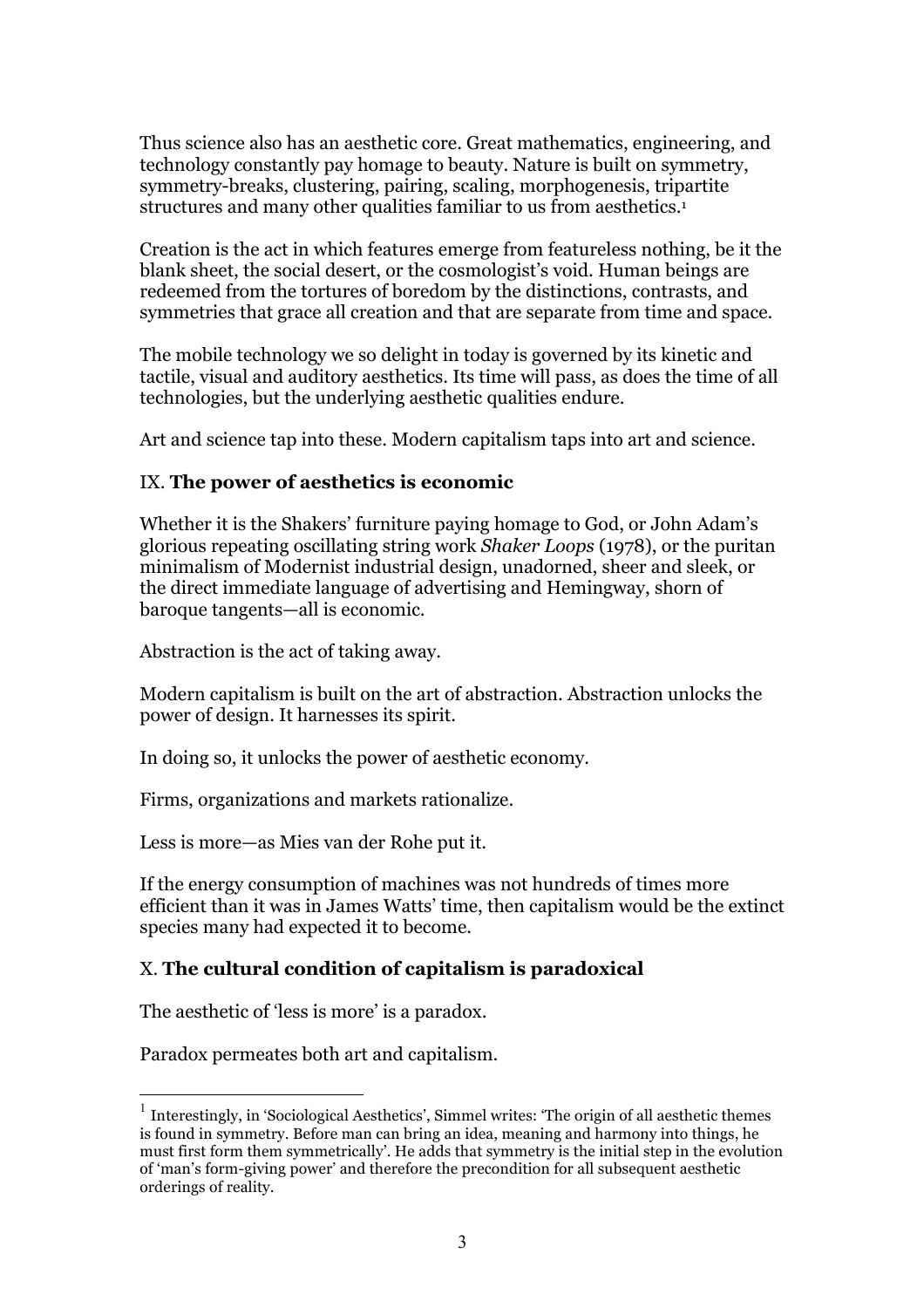Thus science also has an aesthetic core. Great mathematics, engineering, and technology constantly pay homage to beauty. Nature is built on symmetry, symmetry-breaks, clustering, pairing, scaling, morphogenesis, tripartite structures and many other qualities familiar to us from aesthetics.[1]

Creation is the act in which features emerge from featureless nothing, be it the blank sheet, the social desert, or the cosmologist's void. Human beings are redeemed from the tortures of boredom by the distinctions, contrasts, and symmetries that grace all creation and that are separate from time and space.

The mobile technology we so delight in today is governed by its kinetic and tactile, visual and auditory aesthetics. Its time will pass, as does the time of all technologies, but the underlying aesthetic qualities endure.

Art and science tap into these. Modern capitalism taps into art and science.

## IX. **The power of aesthetics is economic**

Whether it is the Shakers' furniture paying homage to God, or John Adam's glorious repeating oscillating string work *Shaker Loops* (1978), or the puritan minimalism of Modernist industrial design, unadorned, sheer and sleek, or the direct immediate language of advertising and Hemingway, shorn of baroque tangents—all is economic.

Abstraction is the act of taking away.

Modern capitalism is built on the art of abstraction. Abstraction unlocks the power of design. It harnesses its spirit.

In doing so, it unlocks the power of aesthetic economy.

Firms, organizations and markets rationalize.

Less is more—as Mies van der Rohe put it.

If the energy consumption of machines was not hundreds of times more efficient than it was in James Watts' time, then capitalism would be the extinct species many had expected it to become.

## X. **The cultural condition of capitalism is paradoxical**

The aesthetic of 'less is more' is a paradox.

Paradox permeates both art and capitalism.

---

[1] Interestingly, in 'Sociological Aesthetics', Simmel writes: 'The origin of all aesthetic themes is found in symmetry. Before man can bring an idea, meaning and harmony into things, he must first form them symmetrically'. He adds that symmetry is the initial step in the evolution of 'man's form-giving power' and therefore the precondition for all subsequent aesthetic orderings of reality.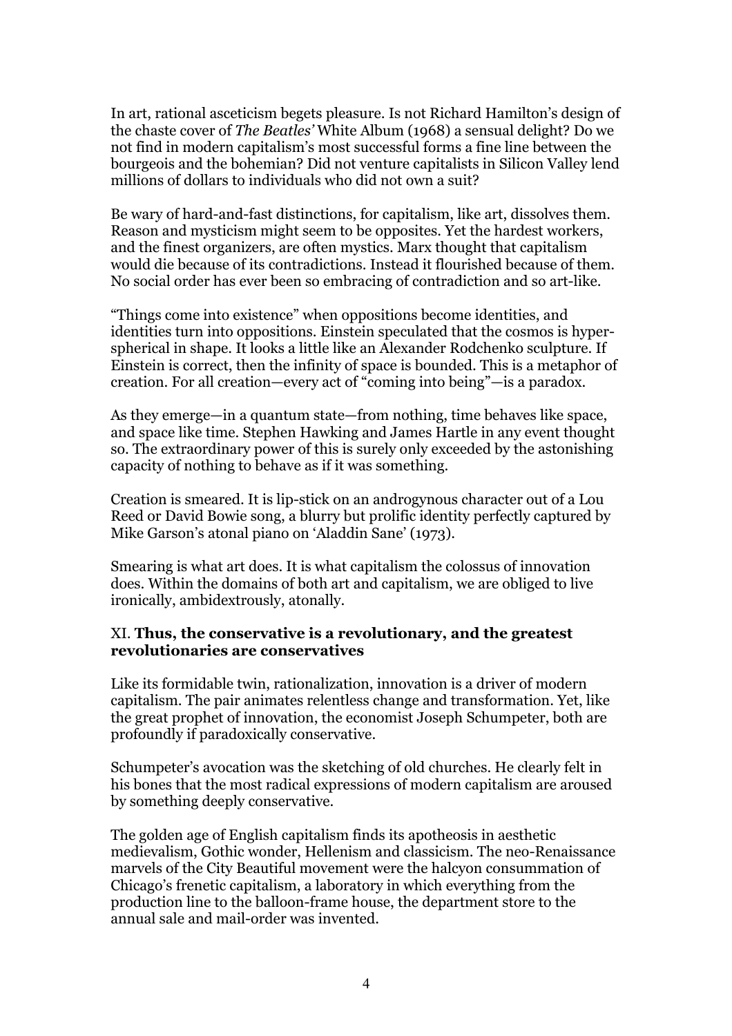In art, rational asceticism begets pleasure. Is not Richard Hamilton's design of the chaste cover of *The Beatles'* White Album (1968) a sensual delight? Do we not find in modern capitalism's most successful forms a fine line between the bourgeois and the bohemian? Did not venture capitalists in Silicon Valley lend millions of dollars to individuals who did not own a suit?

Be wary of hard-and-fast distinctions, for capitalism, like art, dissolves them. Reason and mysticism might seem to be opposites. Yet the hardest workers, and the finest organizers, are often mystics. Marx thought that capitalism would die because of its contradictions. Instead it flourished because of them. No social order has ever been so embracing of contradiction and so art-like.

"Things come into existence" when oppositions become identities, and identities turn into oppositions. Einstein speculated that the cosmos is hyper-spherical in shape. It looks a little like an Alexander Rodchenko sculpture. If Einstein is correct, then the infinity of space is bounded. This is a metaphor of creation. For all creation—every act of "coming into being"—is a paradox.

As they emerge—in a quantum state—from nothing, time behaves like space, and space like time. Stephen Hawking and James Hartle in any event thought so. The extraordinary power of this is surely only exceeded by the astonishing capacity of nothing to behave as if it was something.

Creation is smeared. It is lip-stick on an androgynous character out of a Lou Reed or David Bowie song, a blurry but prolific identity perfectly captured by Mike Garson's atonal piano on 'Aladdin Sane' (1973).

Smearing is what art does. It is what capitalism the colossus of innovation does. Within the domains of both art and capitalism, we are obliged to live ironically, ambidextrously, atonally.

### XI. **Thus, the conservative is a revolutionary, and the greatest revolutionaries are conservatives**

Like its formidable twin, rationalization, innovation is a driver of modern capitalism. The pair animates relentless change and transformation. Yet, like the great prophet of innovation, the economist Joseph Schumpeter, both are profoundly if paradoxically conservative.

Schumpeter's avocation was the sketching of old churches. He clearly felt in his bones that the most radical expressions of modern capitalism are aroused by something deeply conservative.

The golden age of English capitalism finds its apotheosis in aesthetic medievalism, Gothic wonder, Hellenism and classicism. The neo-Renaissance marvels of the City Beautiful movement were the halcyon consummation of Chicago's frenetic capitalism, a laboratory in which everything from the production line to the balloon-frame house, the department store to the annual sale and mail-order was invented.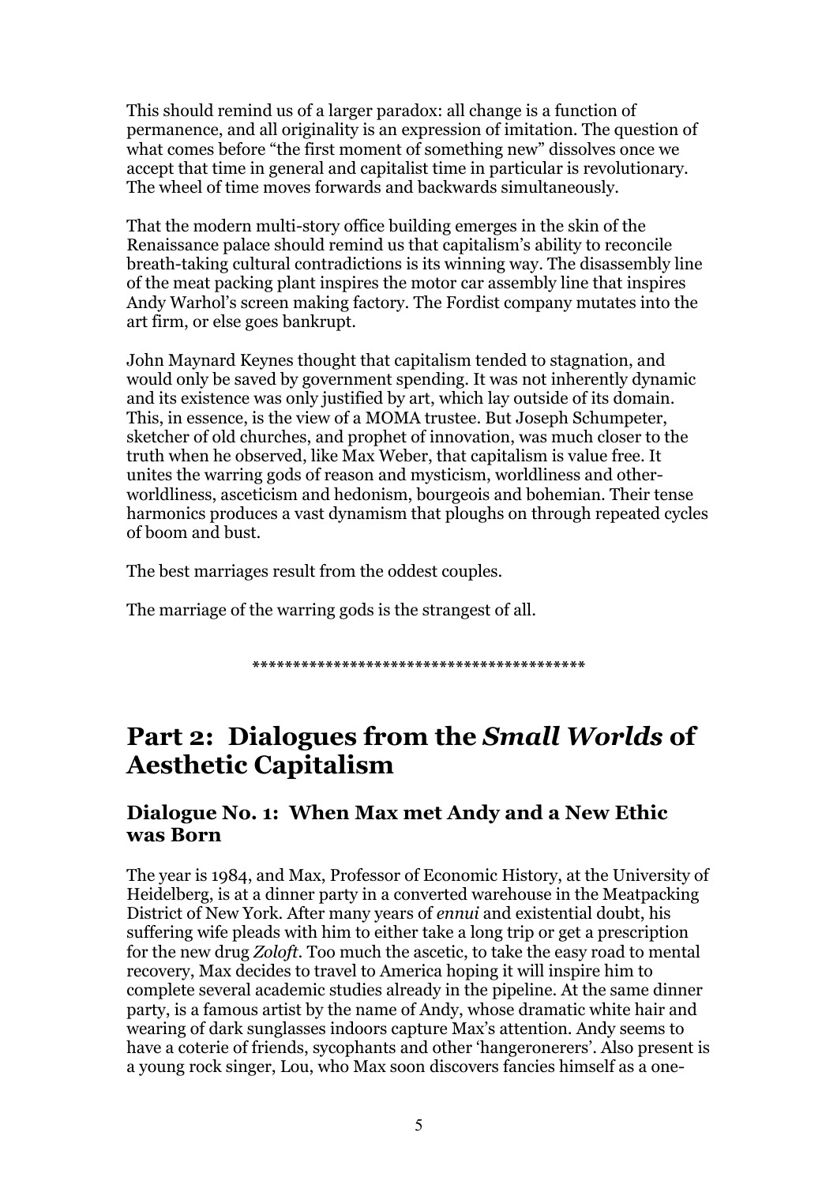This should remind us of a larger paradox: all change is a function of permanence, and all originality is an expression of imitation. The question of what comes before "the first moment of something new" dissolves once we accept that time in general and capitalist time in particular is revolutionary. The wheel of time moves forwards and backwards simultaneously.

That the modern multi-story office building emerges in the skin of the Renaissance palace should remind us that capitalism's ability to reconcile breath-taking cultural contradictions is its winning way. The disassembly line of the meat packing plant inspires the motor car assembly line that inspires Andy Warhol's screen making factory. The Fordist company mutates into the art firm, or else goes bankrupt.

John Maynard Keynes thought that capitalism tended to stagnation, and would only be saved by government spending. It was not inherently dynamic and its existence was only justified by art, which lay outside of its domain. This, in essence, is the view of a MOMA trustee. But Joseph Schumpeter, sketcher of old churches, and prophet of innovation, was much closer to the truth when he observed, like Max Weber, that capitalism is value free. It unites the warring gods of reason and mysticism, worldliness and other-worldliness, asceticism and hedonism, bourgeois and bohemian. Their tense harmonics produces a vast dynamism that ploughs on through repeated cycles of boom and bust.

The best marriages result from the oddest couples.

The marriage of the warring gods is the strangest of all.

*****************************************

# Part 2: Dialogues from the *Small Worlds* of Aesthetic Capitalism

## Dialogue No. 1: When Max met Andy and a New Ethic was Born

The year is 1984, and Max, Professor of Economic History, at the University of Heidelberg, is at a dinner party in a converted warehouse in the Meatpacking District of New York. After many years of *ennui* and existential doubt, his suffering wife pleads with him to either take a long trip or get a prescription for the new drug *Zoloft*. Too much the ascetic, to take the easy road to mental recovery, Max decides to travel to America hoping it will inspire him to complete several academic studies already in the pipeline. At the same dinner party, is a famous artist by the name of Andy, whose dramatic white hair and wearing of dark sunglasses indoors capture Max's attention. Andy seems to have a coterie of friends, sycophants and other 'hangeronerers'. Also present is a young rock singer, Lou, who Max soon discovers fancies himself as a one-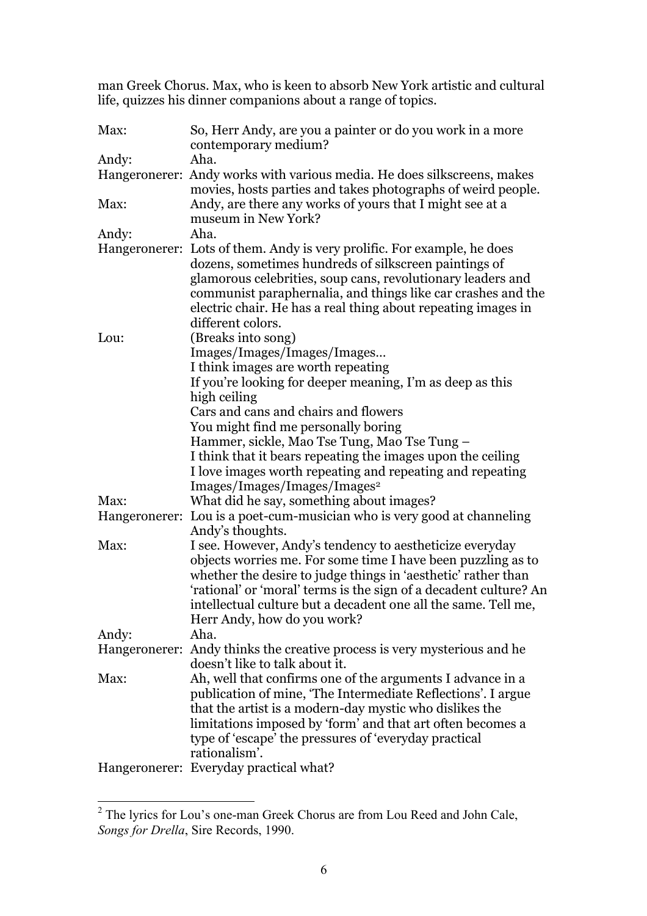man Greek Chorus. Max, who is keen to absorb New York artistic and cultural life, quizzes his dinner companions about a range of topics.

| | |
|---|---|
| Max: | So, Herr Andy, are you a painter or do you work in a more contemporary medium? |
| Andy: | Aha. |
| Hangeronerer: | Andy works with various media. He does silkscreens, makes movies, hosts parties and takes photographs of weird people. |
| Max: | Andy, are there any works of yours that I might see at a museum in New York? |
| Andy: | Aha. |
| Hangeronerer: | Lots of them. Andy is very prolific. For example, he does dozens, sometimes hundreds of silkscreen paintings of glamorous celebrities, soup cans, revolutionary leaders and communist paraphernalia, and things like car crashes and the electric chair. He has a real thing about repeating images in different colors. |
| Lou: | (Breaks into song)<br>Images/Images/Images/Images…<br>I think images are worth repeating<br>If you're looking for deeper meaning, I'm as deep as this high ceiling<br>Cars and cans and chairs and flowers<br>You might find me personally boring<br>Hammer, sickle, Mao Tse Tung, Mao Tse Tung –<br>I think that it bears repeating the images upon the ceiling<br>I love images worth repeating and repeating and repeating<br>Images/Images/Images/Images[2] |
| Max: | What did he say, something about images? |
| Hangeronerer: | Lou is a poet-cum-musician who is very good at channeling Andy's thoughts. |
| Max: | I see. However, Andy's tendency to aestheticize everyday objects worries me. For some time I have been puzzling as to whether the desire to judge things in 'aesthetic' rather than 'rational' or 'moral' terms is the sign of a decadent culture? An intellectual culture but a decadent one all the same. Tell me, Herr Andy, how do you work? |
| Andy: | Aha. |
| Hangeronerer: | Andy thinks the creative process is very mysterious and he doesn't like to talk about it. |
| Max: | Ah, well that confirms one of the arguments I advance in a publication of mine, 'The Intermediate Reflections'. I argue that the artist is a modern-day mystic who dislikes the limitations imposed by 'form' and that art often becomes a type of 'escape' the pressures of 'everyday practical rationalism'. |
| Hangeronerer: | Everyday practical what? |

[2] The lyrics for Lou's one-man Greek Chorus are from Lou Reed and John Cale, *Songs for Drella*, Sire Records, 1990.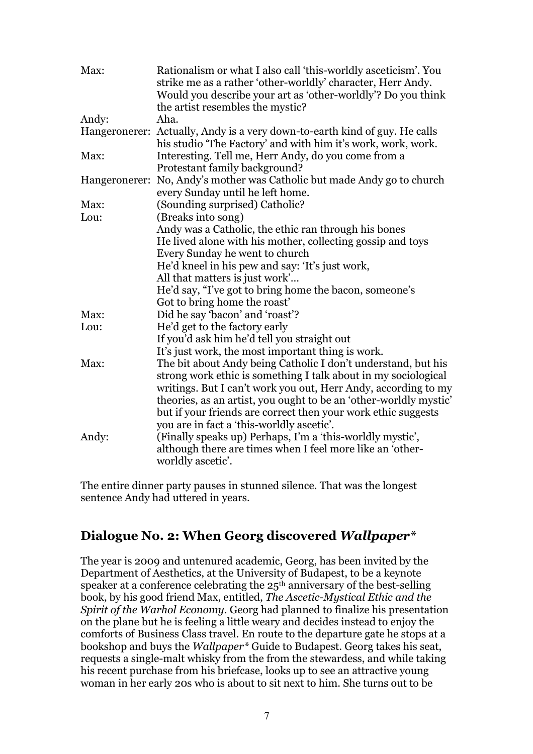| | |
|---|---|
| Max: | Rationalism or what I also call 'this-worldly asceticism'. You strike me as a rather 'other-worldly' character, Herr Andy. Would you describe your art as 'other-worldly'? Do you think the artist resembles the mystic? |
| Andy: | Aha. |
| Hangeronerer: | Actually, Andy is a very down-to-earth kind of guy. He calls his studio 'The Factory' and with him it's work, work, work. |
| Max: | Interesting. Tell me, Herr Andy, do you come from a Protestant family background? |
| Hangeronerer: | No, Andy's mother was Catholic but made Andy go to church every Sunday until he left home. |
| Max: | (Sounding surprised) Catholic? |
| Lou: | (Breaks into song)<br>Andy was a Catholic, the ethic ran through his bones<br>He lived alone with his mother, collecting gossip and toys<br>Every Sunday he went to church<br>He'd kneel in his pew and say: 'It's just work,<br>All that matters is just work'…<br>He'd say, "I've got to bring home the bacon, someone's<br>Got to bring home the roast' |
| Max: | Did he say 'bacon' and 'roast'? |
| Lou: | He'd get to the factory early<br>If you'd ask him he'd tell you straight out<br>It's just work, the most important thing is work. |
| Max: | The bit about Andy being Catholic I don't understand, but his strong work ethic is something I talk about in my sociological writings. But I can't work you out, Herr Andy, according to my theories, as an artist, you ought to be an 'other-worldly mystic' but if your friends are correct then your work ethic suggests you are in fact a 'this-worldly ascetic'. |
| Andy: | (Finally speaks up) Perhaps, I'm a 'this-worldly mystic', although there are times when I feel more like an 'other-worldly ascetic'. |

The entire dinner party pauses in stunned silence. That was the longest sentence Andy had uttered in years.

## Dialogue No. 2: When Georg discovered *Wallpaper**

The year is 2009 and untenured academic, Georg, has been invited by the Department of Aesthetics, at the University of Budapest, to be a keynote speaker at a conference celebrating the 25th anniversary of the best-selling book, by his good friend Max, entitled, *The Ascetic-Mystical Ethic and the Spirit of the Warhol Economy*. Georg had planned to finalize his presentation on the plane but he is feeling a little weary and decides instead to enjoy the comforts of Business Class travel. En route to the departure gate he stops at a bookshop and buys the *Wallpaper** Guide to Budapest. Georg takes his seat, requests a single-malt whisky from the from the stewardess, and while taking his recent purchase from his briefcase, looks up to see an attractive young woman in her early 20s who is about to sit next to him. She turns out to be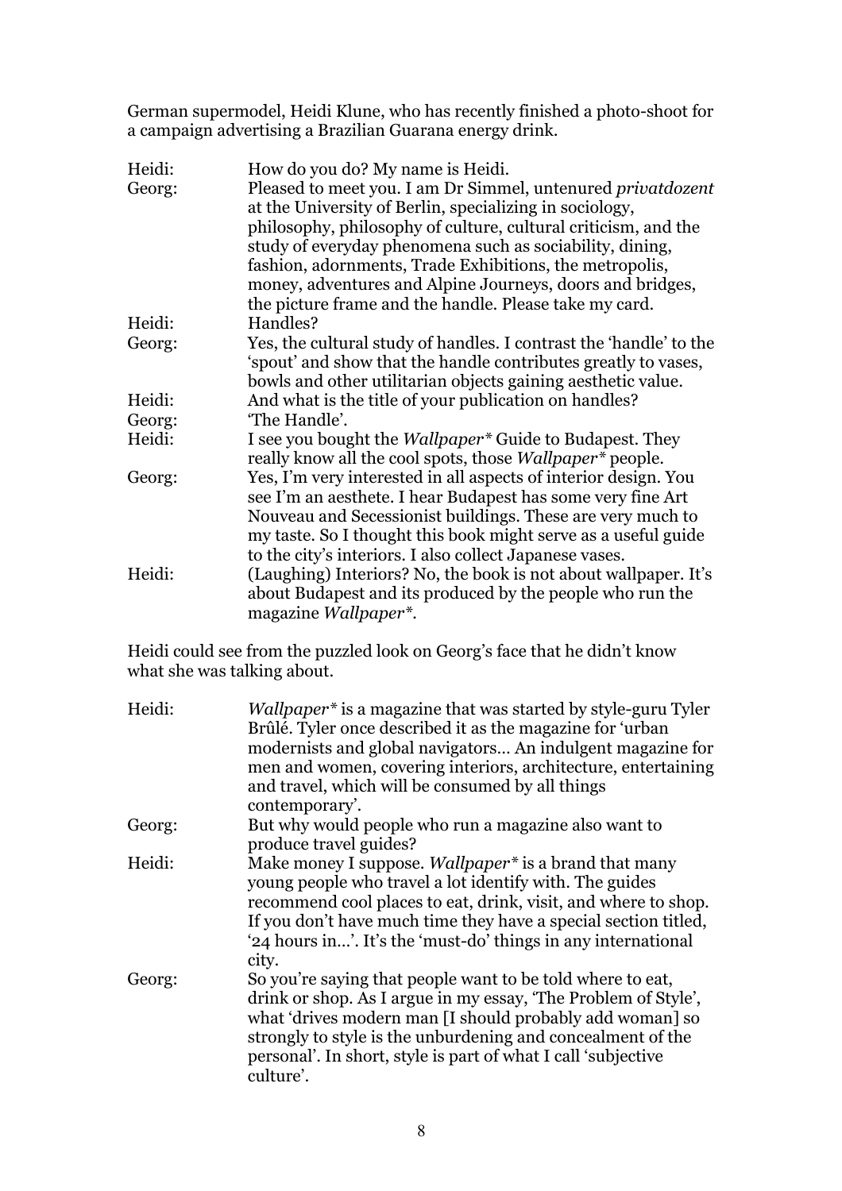German supermodel, Heidi Klune, who has recently finished a photo-shoot for a campaign advertising a Brazilian Guarana energy drink.

| | |
|---|---|
| Heidi: | How do you do? My name is Heidi. |
| Georg: | Pleased to meet you. I am Dr Simmel, untenured *privatdozent* at the University of Berlin, specializing in sociology, philosophy, philosophy of culture, cultural criticism, and the study of everyday phenomena such as sociability, dining, fashion, adornments, Trade Exhibitions, the metropolis, money, adventures and Alpine Journeys, doors and bridges, the picture frame and the handle. Please take my card. |
| Heidi: | Handles? |
| Georg: | Yes, the cultural study of handles. I contrast the 'handle' to the 'spout' and show that the handle contributes greatly to vases, bowls and other utilitarian objects gaining aesthetic value. |
| Heidi: | And what is the title of your publication on handles? |
| Georg: | 'The Handle'. |
| Heidi: | I see you bought the *Wallpaper** Guide to Budapest. They really know all the cool spots, those *Wallpaper** people. |
| Georg: | Yes, I'm very interested in all aspects of interior design. You see I'm an aesthete. I hear Budapest has some very fine Art Nouveau and Secessionist buildings. These are very much to my taste. So I thought this book might serve as a useful guide to the city's interiors. I also collect Japanese vases. |
| Heidi: | (Laughing) Interiors? No, the book is not about wallpaper. It's about Budapest and its produced by the people who run the magazine *Wallpaper**. |

Heidi could see from the puzzled look on Georg's face that he didn't know what she was talking about.

| | |
|---|---|
| Heidi: | *Wallpaper** is a magazine that was started by style-guru Tyler Brûlé. Tyler once described it as the magazine for 'urban modernists and global navigators... An indulgent magazine for men and women, covering interiors, architecture, entertaining and travel, which will be consumed by all things contemporary'. |
| Georg: | But why would people who run a magazine also want to produce travel guides? |
| Heidi: | Make money I suppose. *Wallpaper** is a brand that many young people who travel a lot identify with. The guides recommend cool places to eat, drink, visit, and where to shop. If you don't have much time they have a special section titled, '24 hours in...'. It's the 'must-do' things in any international city. |
| Georg: | So you're saying that people want to be told where to eat, drink or shop. As I argue in my essay, 'The Problem of Style', what 'drives modern man [I should probably add woman] so strongly to style is the unburdening and concealment of the personal'. In short, style is part of what I call 'subjective culture'. |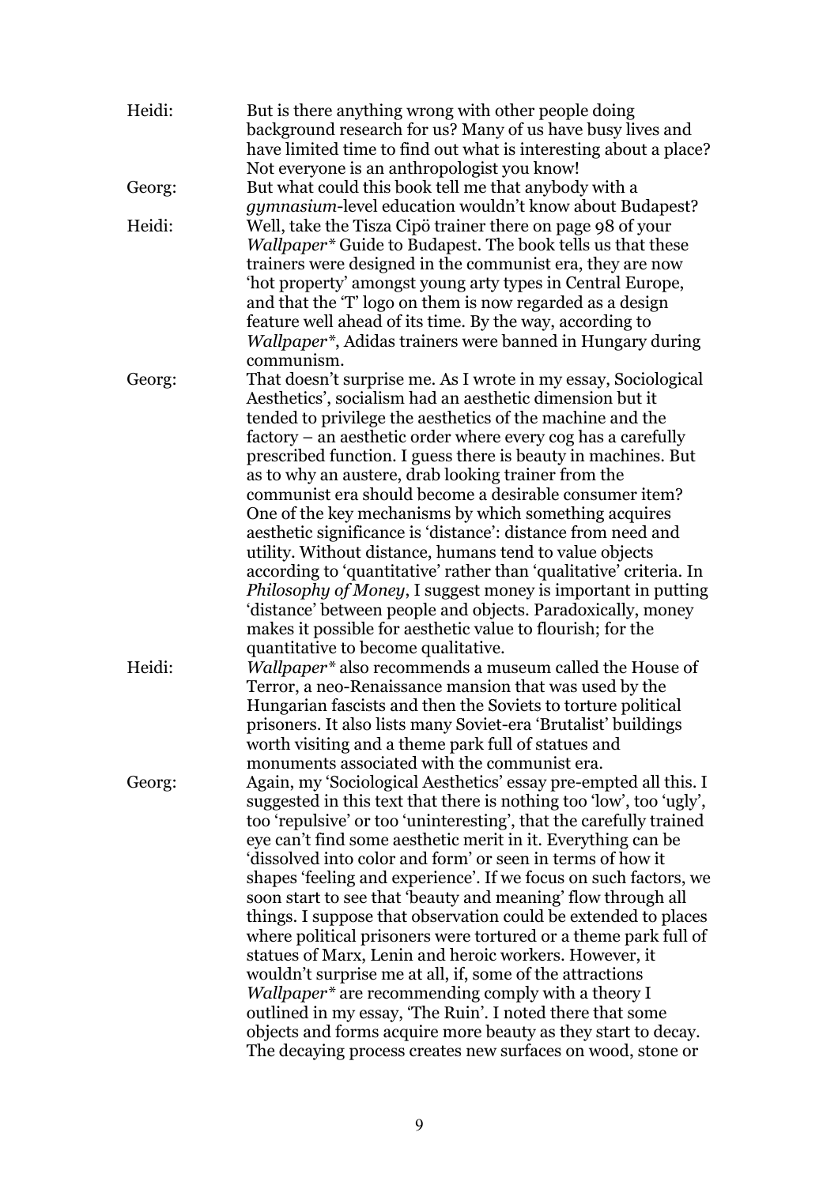Heidi: But is there anything wrong with other people doing background research for us? Many of us have busy lives and have limited time to find out what is interesting about a place? Not everyone is an anthropologist you know!

Georg: But what could this book tell me that anybody with a *gymnasium*-level education wouldn't know about Budapest?

Heidi: Well, take the Tisza Cipö trainer there on page 98 of your *Wallpaper** Guide to Budapest. The book tells us that these trainers were designed in the communist era, they are now 'hot property' amongst young arty types in Central Europe, and that the 'T' logo on them is now regarded as a design feature well ahead of its time. By the way, according to *Wallpaper**, Adidas trainers were banned in Hungary during communism.

Georg: That doesn't surprise me. As I wrote in my essay, Sociological Aesthetics', socialism had an aesthetic dimension but it tended to privilege the aesthetics of the machine and the factory – an aesthetic order where every cog has a carefully prescribed function. I guess there is beauty in machines. But as to why an austere, drab looking trainer from the communist era should become a desirable consumer item? One of the key mechanisms by which something acquires aesthetic significance is 'distance': distance from need and utility. Without distance, humans tend to value objects according to 'quantitative' rather than 'qualitative' criteria. In *Philosophy of Money*, I suggest money is important in putting 'distance' between people and objects. Paradoxically, money makes it possible for aesthetic value to flourish; for the quantitative to become qualitative.

Heidi: *Wallpaper** also recommends a museum called the House of Terror, a neo-Renaissance mansion that was used by the Hungarian fascists and then the Soviets to torture political prisoners. It also lists many Soviet-era 'Brutalist' buildings worth visiting and a theme park full of statues and monuments associated with the communist era.

Georg: Again, my 'Sociological Aesthetics' essay pre-empted all this. I suggested in this text that there is nothing too 'low', too 'ugly', too 'repulsive' or too 'uninteresting', that the carefully trained eye can't find some aesthetic merit in it. Everything can be 'dissolved into color and form' or seen in terms of how it shapes 'feeling and experience'. If we focus on such factors, we soon start to see that 'beauty and meaning' flow through all things. I suppose that observation could be extended to places where political prisoners were tortured or a theme park full of statues of Marx, Lenin and heroic workers. However, it wouldn't surprise me at all, if, some of the attractions *Wallpaper** are recommending comply with a theory I outlined in my essay, 'The Ruin'. I noted there that some objects and forms acquire more beauty as they start to decay. The decaying process creates new surfaces on wood, stone or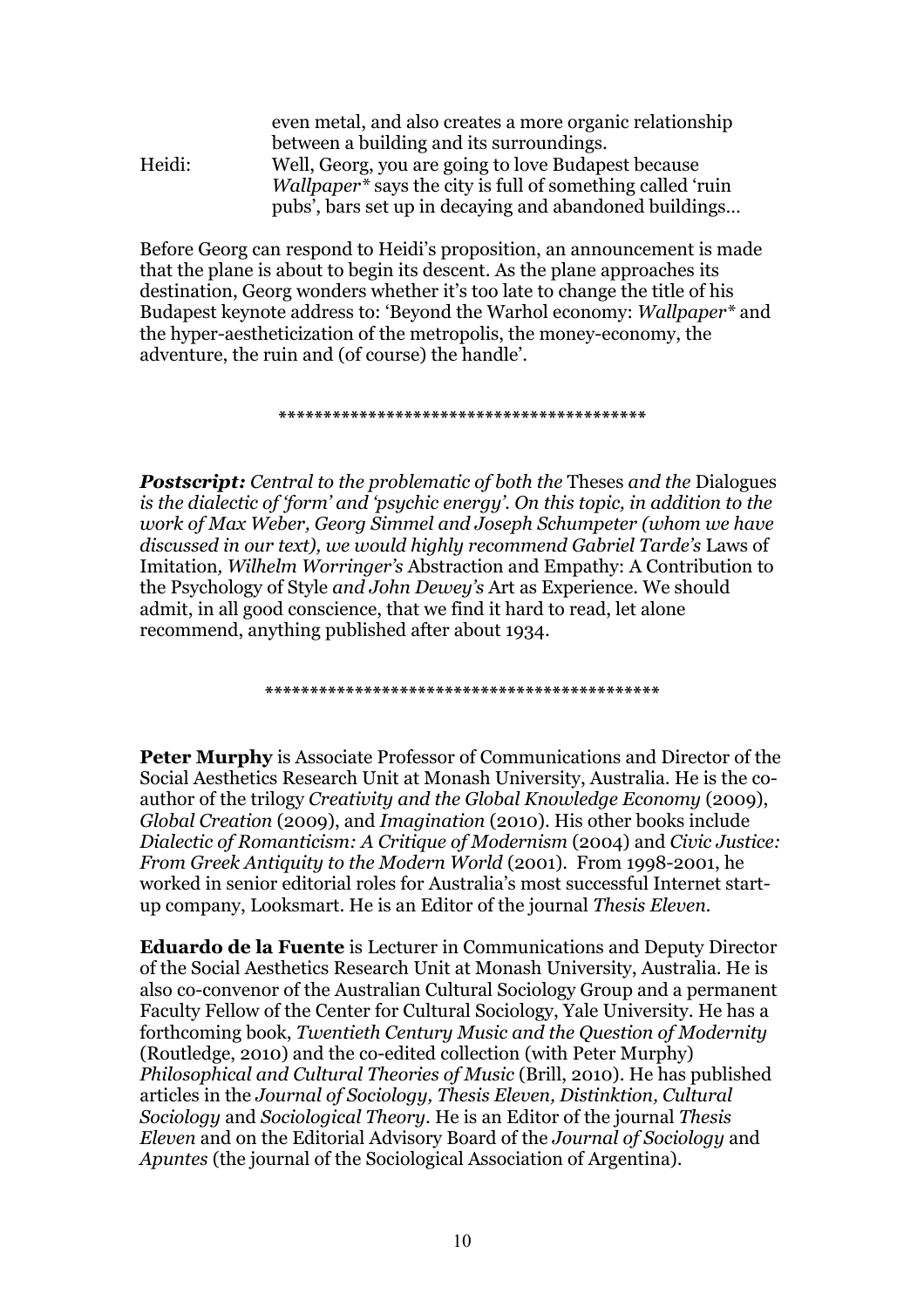even metal, and also creates a more organic relationship between a building and its surroundings.

Heidi: Well, Georg, you are going to love Budapest because *Wallpaper** says the city is full of something called 'ruin pubs', bars set up in decaying and abandoned buildings…

Before Georg can respond to Heidi's proposition, an announcement is made that the plane is about to begin its descent. As the plane approaches its destination, Georg wonders whether it's too late to change the title of his Budapest keynote address to: 'Beyond the Warhol economy: *Wallpaper** and the hyper-aestheticization of the metropolis, the money-economy, the adventure, the ruin and (of course) the handle'.

******************************************

***Postscript:*** *Central to the problematic of both the* Theses *and the* Dialogues *is the dialectic of 'form' and 'psychic energy'. On this topic, in addition to the work of Max Weber, Georg Simmel and Joseph Schumpeter (whom we have discussed in our text), we would highly recommend Gabriel Tarde's* Laws of Imitation*, Wilhelm Worringer's* Abstraction and Empathy: A Contribution to the Psychology of Style *and John Dewey's* Art as Experience. We should admit, in all good conscience, that we find it hard to read, let alone recommend, anything published after about 1934.

********************************************

**Peter Murphy** is Associate Professor of Communications and Director of the Social Aesthetics Research Unit at Monash University, Australia. He is the co-author of the trilogy *Creativity and the Global Knowledge Economy* (2009), *Global Creation* (2009), and *Imagination* (2010). His other books include *Dialectic of Romanticism: A Critique of Modernism* (2004) and *Civic Justice: From Greek Antiquity to the Modern World* (2001). From 1998-2001, he worked in senior editorial roles for Australia's most successful Internet start-up company, Looksmart. He is an Editor of the journal *Thesis Eleven*.

**Eduardo de la Fuente** is Lecturer in Communications and Deputy Director of the Social Aesthetics Research Unit at Monash University, Australia. He is also co-convenor of the Australian Cultural Sociology Group and a permanent Faculty Fellow of the Center for Cultural Sociology, Yale University. He has a forthcoming book, *Twentieth Century Music and the Question of Modernity* (Routledge, 2010) and the co-edited collection (with Peter Murphy) *Philosophical and Cultural Theories of Music* (Brill, 2010). He has published articles in the *Journal of Sociology, Thesis Eleven, Distinktion, Cultural Sociology* and *Sociological Theory*. He is an Editor of the journal *Thesis Eleven* and on the Editorial Advisory Board of the *Journal of Sociology* and *Apuntes* (the journal of the Sociological Association of Argentina).